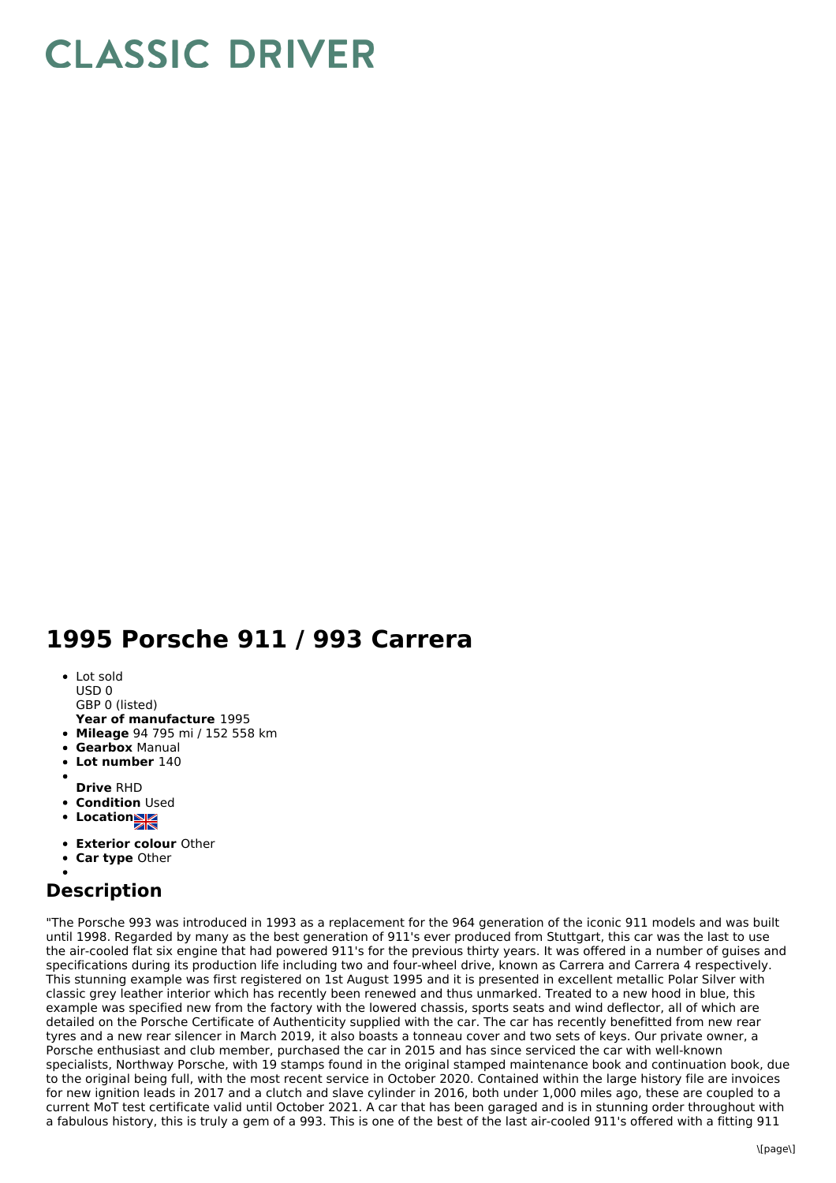# CLASSIC DRIVER

## 1995 Porsche 911 / 993 Carrera

- Lot sold
  USD 0
  GBP 0 (listed)
  **Year of manufacture** 1995
- **Mileage** 94 795 mi / 152 558 km
- **Gearbox** Manual
- **Lot number** 140
- 
  **Drive** RHD
- **Condition** Used
- **Location**
- **Exterior colour** Other
- **Car type** Other
- 

## Description

"The Porsche 993 was introduced in 1993 as a replacement for the 964 generation of the iconic 911 models and was built until 1998. Regarded by many as the best generation of 911's ever produced from Stuttgart, this car was the last to use the air-cooled flat six engine that had powered 911's for the previous thirty years. It was offered in a number of guises and specifications during its production life including two and four-wheel drive, known as Carrera and Carrera 4 respectively. This stunning example was first registered on 1st August 1995 and it is presented in excellent metallic Polar Silver with classic grey leather interior which has recently been renewed and thus unmarked. Treated to a new hood in blue, this example was specified new from the factory with the lowered chassis, sports seats and wind deflector, all of which are detailed on the Porsche Certificate of Authenticity supplied with the car. The car has recently benefitted from new rear tyres and a new rear silencer in March 2019, it also boasts a tonneau cover and two sets of keys. Our private owner, a Porsche enthusiast and club member, purchased the car in 2015 and has since serviced the car with well-known specialists, Northway Porsche, with 19 stamps found in the original stamped maintenance book and continuation book, due to the original being full, with the most recent service in October 2020. Contained within the large history file are invoices for new ignition leads in 2017 and a clutch and slave cylinder in 2016, both under 1,000 miles ago, these are coupled to a current MoT test certificate valid until October 2021. A car that has been garaged and is in stunning order throughout with a fabulous history, this is truly a gem of a 993. This is one of the best of the last air-cooled 911's offered with a fitting 911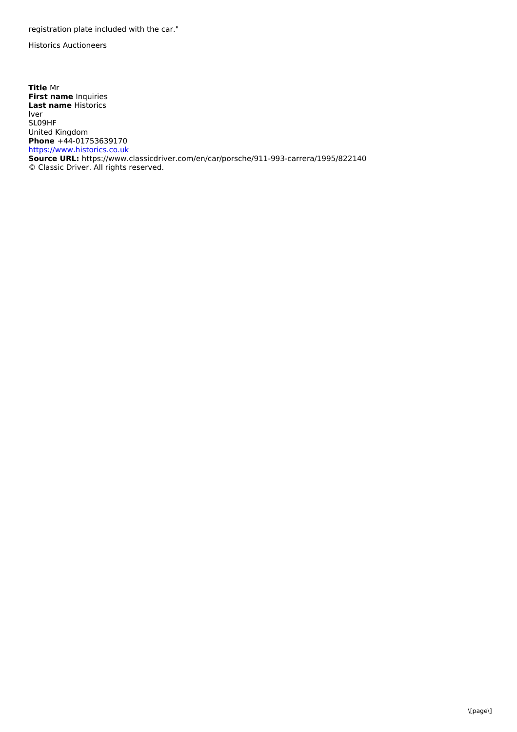registration plate included with the car."

Historics Auctioneers

**Title** Mr
**First name** Inquiries
**Last name** Historics
Iver
SL09HF
United Kingdom
**Phone** +44-01753639170
[https://www.historics.co.uk](https://www.historics.co.uk)
**Source URL:** https://www.classicdriver.com/en/car/porsche/911-993-carrera/1995/822140
© Classic Driver. All rights reserved.